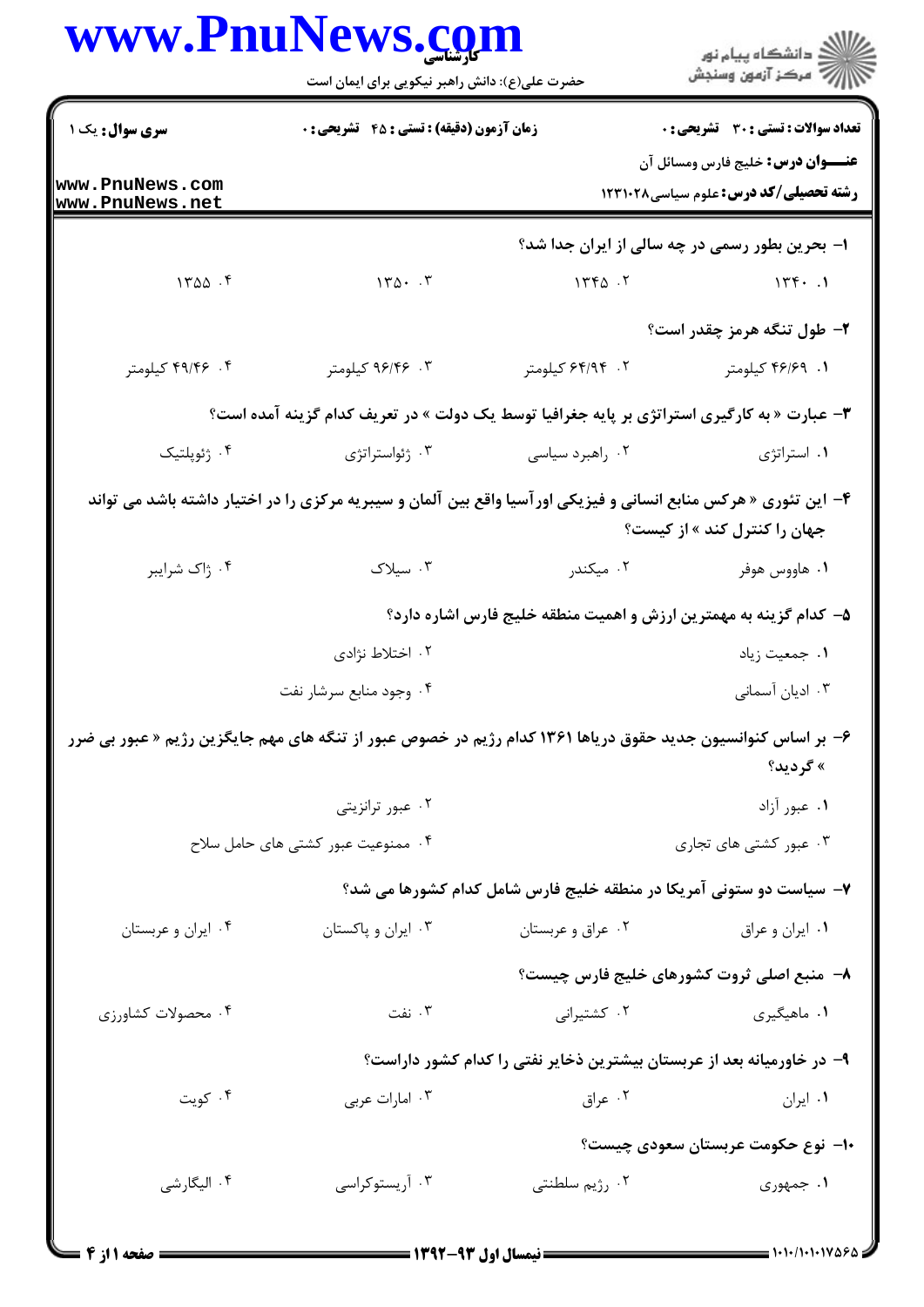حضرت علی(ع): دانش راهبر نیکویی برای ایمان است

| سری سوال: یک ۱ | زمان آزمون (دقیقه) : تستی : ۴۵ تشریحی : ۰ | تعداد سوالات : تستی : ۳۰ تشریحی : ۰ |
| --- | --- | --- |
| | | عنـــوان درس: خلیج فارس ومسائل آن |
| | | رشته تحصیلی/کد درس: علوم سیاسی۱۲۳۱۰۲۸ |

۱- بحرین بطور رسمی در چه سالی از ایران جدا شد؟

۱. ۱۳۴۰ ۲. ۱۳۴۵ ۳. ۱۳۵۰ ۴. ۱۳۵۵

۲- طول تنگه هرمز چقدر است؟

۱. ۴۶/۶۹ کیلومتر ۲. ۶۴/۹۴ کیلومتر ۳. ۹۶/۴۶ کیلومتر ۴. ۴۹/۴۶ کیلومتر

۳- عبارت « به کارگیری استراتژی بر پایه جغرافیا توسط یک دولت » در تعریف کدام گزینه آمده است؟

۱. استراتژی ۲. راهبرد سیاسی ۳. ژئواستراتژی ۴. ژئوپلتیک

۴- این تئوری « هرکس منابع انسانی و فیزیکی اورآسیا واقع بین آلمان و سیبریه مرکزی را در اختیار داشته باشد می تواند جهان را کنترل کند » از کیست؟

۱. هاووس هوفر ۲. میکندر ۳. سیلاک ۴. ژاک شرایبر

۵- کدام گزینه به مهمترین ارزش و اهمیت منطقه خلیج فارس اشاره دارد؟

۱. جمعیت زیاد ۲. اختلاط نژادی
۳. ادیان آسمانی ۴. وجود منابع سرشار نفت

۶- بر اساس کنوانسیون جدید حقوق دریاها ۱۳۶۱ کدام رژیم در خصوص عبور از تنگه های مهم جایگزین رژیم « عبور بی ضرر » گردید؟

۱. عبور آزاد ۲. عبور ترانزیتی
۳. عبور کشتی های تجاری ۴. ممنوعیت عبور کشتی های حامل سلاح

۷- سیاست دو ستونی آمریکا در منطقه خلیج فارس شامل کدام کشورها می شد؟

۱. ایران و عراق ۲. عراق و عربستان ۳. ایران و پاکستان ۴. ایران و عربستان

۸- منبع اصلی ثروت کشورهای خلیج فارس چیست؟

۱. ماهیگیری ۲. کشتیرانی ۳. نفت ۴. محصولات کشاورزی

۹- در خاورمیانه بعد از عربستان بیشترین ذخایر نفتی را کدام کشور داراست؟

۱. ایران ۲. عراق ۳. امارات عربی ۴. کویت

۱۰- نوع حکومت عربستان سعودی چیست؟

۱. جمهوری ۲. رژیم سلطنتی ۳. آریستوکراسی ۴. الیگارشی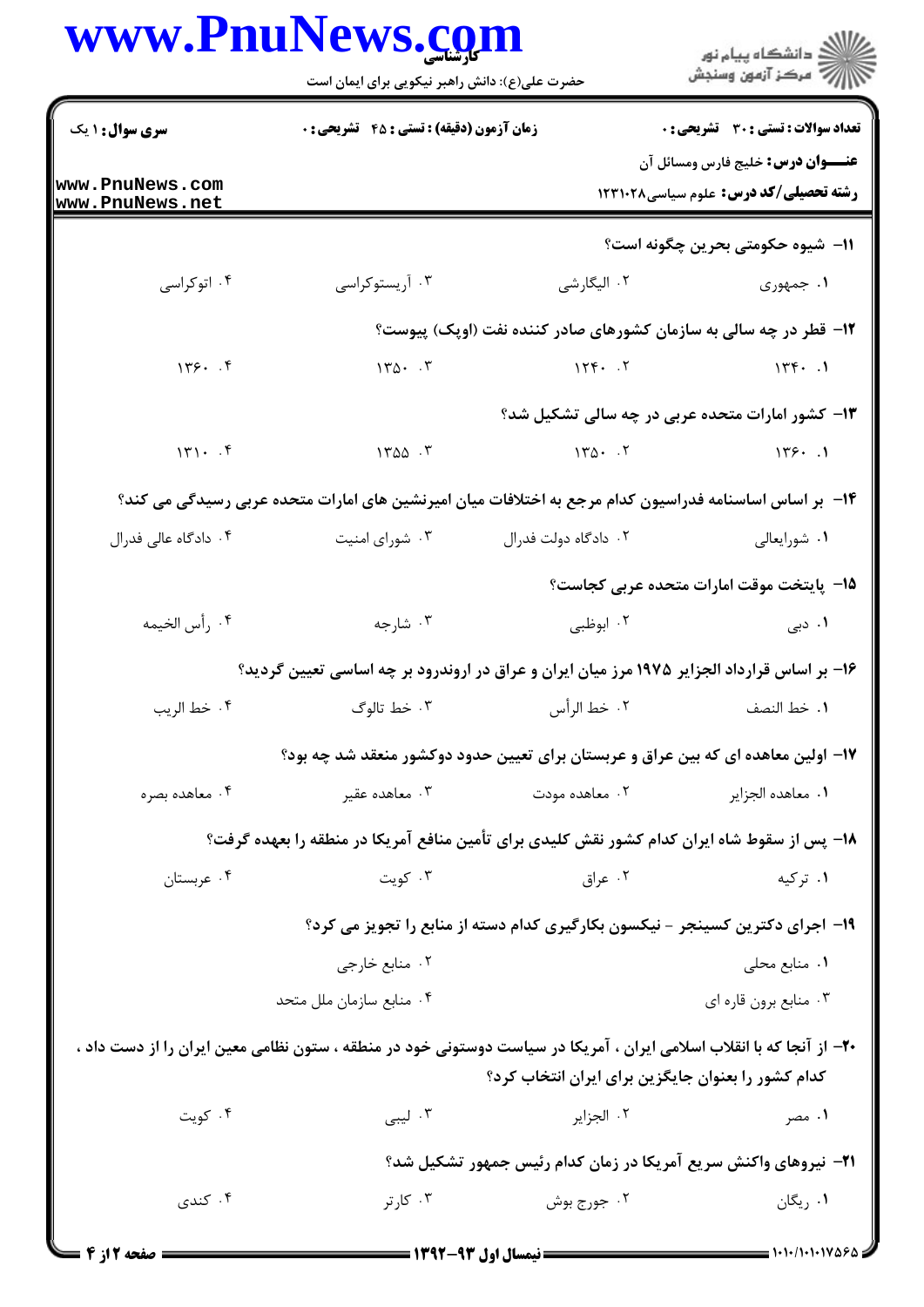**تعداد سوالات : تستی : ۳۰ تشریحی : ۰** | **زمان آزمون (دقیقه) : تستی : ۴۵ تشریحی : ۰** | **سری سوال : ۱ یک**

**عنـــوان درس:** خلیج فارس ومسائل آن

**رشته تحصیلی/کد درس:** علوم سیاسی۱۲۳۱۰۲۸

**۱۱- شیوه حکومتی بحرین چگونه است؟**

۱. جمهوری
۲. الیگارشی
۳. آریستوکراسی
۴. اتوکراسی

**۱۲- قطر در چه سالی به سازمان کشورهای صادر کننده نفت (اوپک) پیوست؟**

۱. ۱۳۴۰
۲. ۱۲۴۰
۳. ۱۳۵۰
۴. ۱۳۶۰

**۱۳- کشور امارات متحده عربی در چه سالی تشکیل شد؟**

۱. ۱۳۶۰
۲. ۱۳۵۰
۳. ۱۳۵۵
۴. ۱۳۱۰

**۱۴- بر اساس اساسنامه فدراسیون کدام مرجع به اختلافات میان امیرنشین های امارات متحده عربی رسیدگی می کند؟**

۱. شورایعالی
۲. دادگاه دولت فدرال
۳. شورای امنیت
۴. دادگاه عالی فدرال

**۱۵- پایتخت موقت امارات متحده عربی کجاست؟**

۱. دبی
۲. ابوظبی
۳. شارجه
۴. رأس الخیمه

**۱۶- بر اساس قرارداد الجزایر ۱۹۷۵ مرز میان ایران و عراق در اروندرود بر چه اساسی تعیین گردید؟**

۱. خط النصف
۲. خط الرأس
۳. خط تالوگ
۴. خط الریب

**۱۷- اولین معاهده ای که بین عراق و عربستان برای تعیین حدود دوکشور منعقد شد چه بود؟**

۱. معاهده الجزایر
۲. معاهده مودت
۳. معاهده عقیر
۴. معاهده بصره

**۱۸- پس از سقوط شاه ایران کدام کشور نقش کلیدی برای تأمین منافع آمریکا در منطقه را بعهده گرفت؟**

۱. ترکیه
۲. عراق
۳. کویت
۴. عربستان

**۱۹- اجرای دکترین کسینجر - نیکسون بکارگیری کدام دسته از منابع را تجویز می کرد؟**

۱. منابع محلی
۲. منابع خارجی
۳. منابع برون قاره ای
۴. منابع سازمان ملل متحد

**۲۰- از آنجا که با انقلاب اسلامی ایران ، آمریکا در سیاست دوستونی خود در منطقه ، ستون نظامی معین ایران را از دست داد ، کدام کشور را بعنوان جایگزین برای ایران انتخاب کرد؟**

۱. مصر
۲. الجزایر
۳. لیبی
۴. کویت

**۲۱- نیروهای واکنش سریع آمریکا در زمان کدام رئیس جمهور تشکیل شد؟**

۱. ریگان
۲. جورج بوش
۳. کارتر
۴. کندی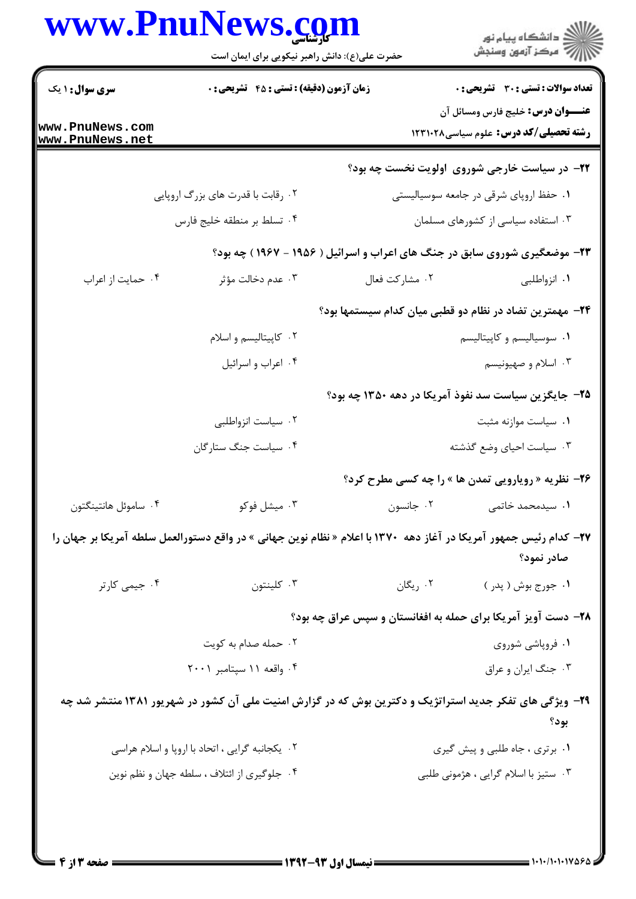۲۲- در سیاست خارجی شوروی اولویت نخست چه بود؟

۱. حفظ اروپای شرقی در جامعه سوسیالیستی

۲. رقابت با قدرت های بزرگ اروپایی

۳. استفاده سیاسی از کشورهای مسلمان

۴. تسلط بر منطقه خلیج فارس

۲۳- موضعگیری شوروی سابق در جنگ های اعراب و اسرائیل ( ۱۹۵۶ - ۱۹۶۷ ) چه بود؟

۱. انزواطلبی

۲. مشارکت فعال

۳. عدم دخالت مؤثر

۴. حمایت از اعراب

۲۴- مهمترین تضاد در نظام دو قطبی میان کدام سیستمها بود؟

۱. سوسیالیسم و کاپیتالیسم

۲. کاپیتالیسم و اسلام

۳. اسلام و صهیونیسم

۴. اعراب و اسرائیل

۲۵- جایگزین سیاست سد نفوذ آمریکا در دهه ۱۳۵۰ چه بود؟

۱. سیاست موازنه مثبت

۲. سیاست انزواطلبی

۳. سیاست احیای وضع گذشته

۴. سیاست جنگ ستارگان

۲۶- نظریه « رویارویی تمدن ها » را چه کسی مطرح کرد؟

۱. سیدمحمد خاتمی

۲. جانسون

۳. میشل فوکو

۴. ساموئل هانتینگتون

۲۷- کدام رئیس جمهور آمریکا در آغاز دهه ۱۳۷۰ با اعلام « نظام نوین جهانی » در واقع دستورالعمل سلطه آمریکا بر جهان را صادر نمود؟

۱. جورج بوش ( پدر )

۲. ریگان

۳. کلینتون

۴. جیمی کارتر

۲۸- دست آویز آمریکا برای حمله به افغانستان و سپس عراق چه بود؟

۱. فروپاشی شوروی

۲. حمله صدام به کویت

۳. جنگ ایران و عراق

۴. واقعه ۱۱ سپتامبر ۲۰۰۱

۲۹- ویژگی های تفکر جدید استراتژیک و دکترین بوش که در گزارش امنیت ملی آن کشور در شهریور ۱۳۸۱ منتشر شد چه بود؟

۱. برتری ، جاه طلبی و پیش گیری

۲. یکجانبه گرایی ، اتحاد با اروپا و اسلام هراسی

۳. ستیز با اسلام گرایی ، هژمونی طلبی

۴. جلوگیری از ائتلاف ، سلطه جهان و نظم نوین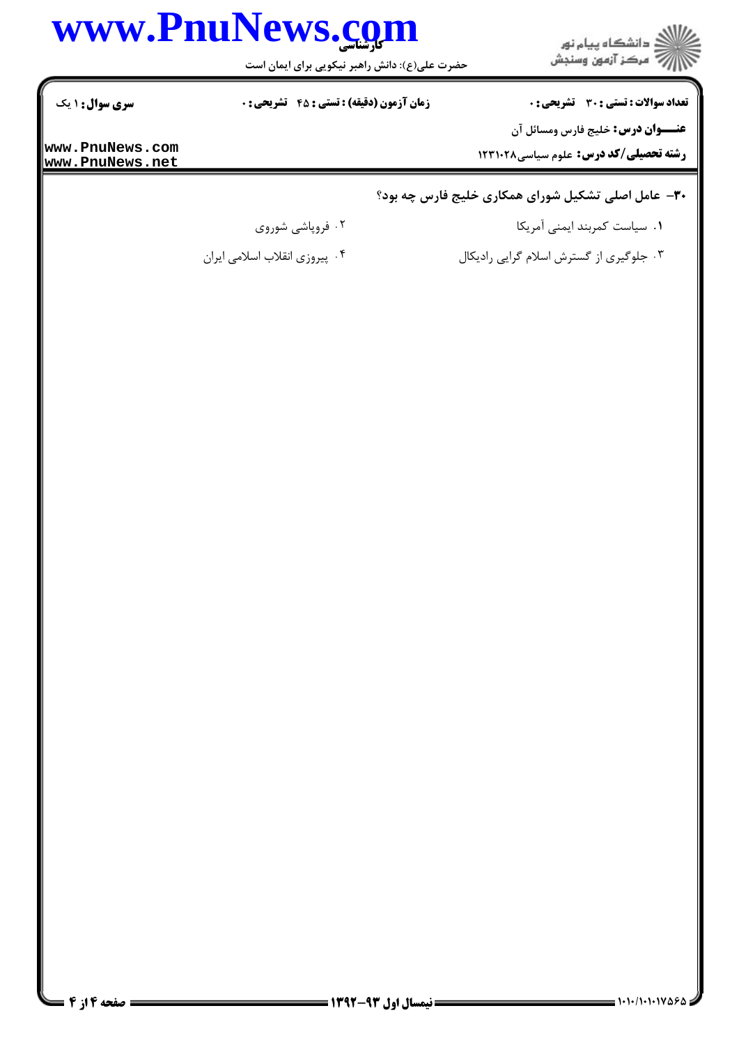**۳۰- عامل اصلی تشکیل شورای همکاری خلیج فارس چه بود؟**

۱. سیاست کمربند ایمنی آمریکا

۲. فروپاشی شوروی

۳. جلوگیری از گسترش اسلام گرایی رادیکال

۴. پیروزی انقلاب اسلامی ایران